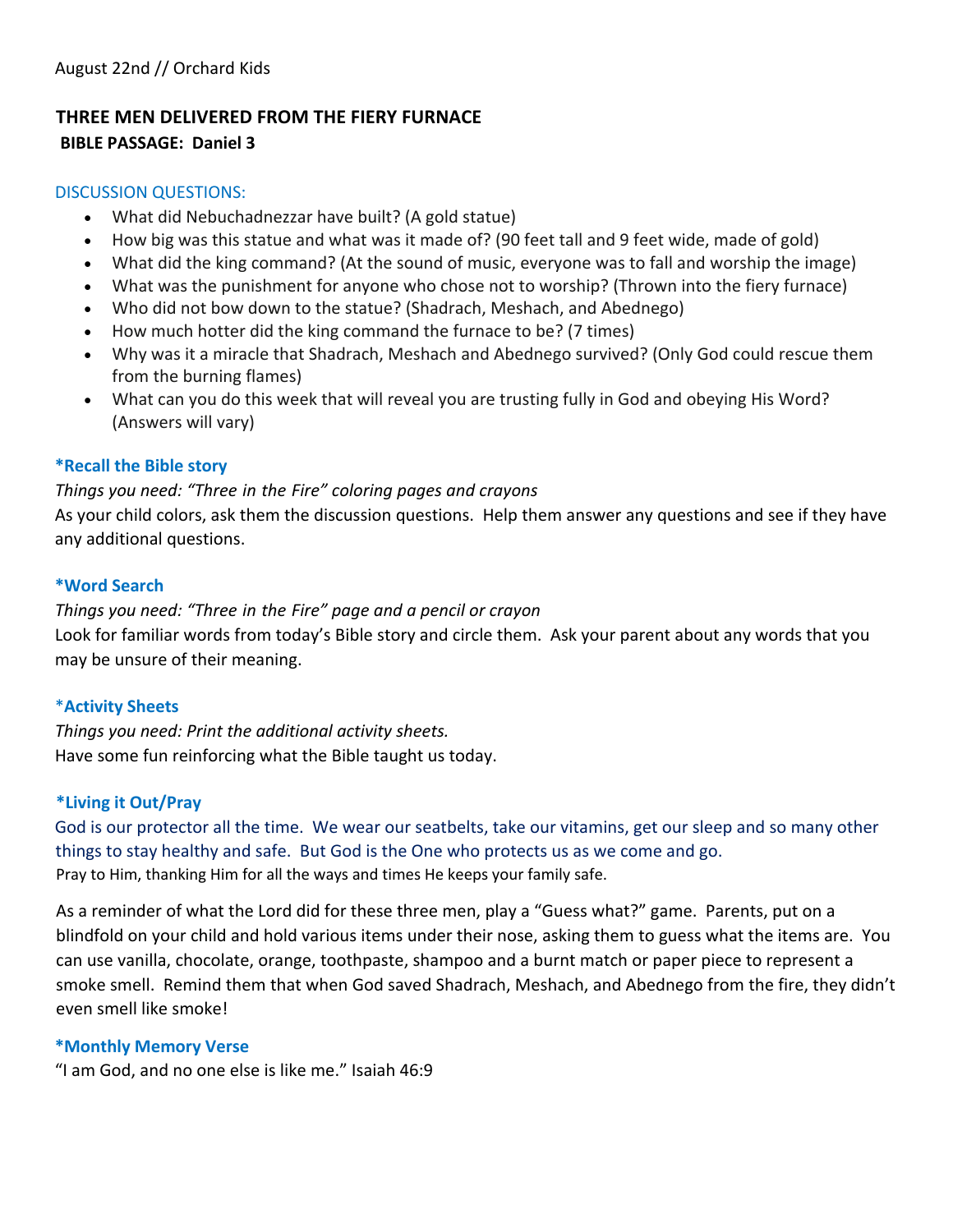August 22nd // Orchard Kids

## THREE MEN DELIVERED FROM THE FIERY FURNACE

**BIBLE PASSAGE: Daniel 3**

### DISCUSSION QUESTIONS:

- What did Nebuchadnezzar have built? (A gold statue)
- How big was this statue and what was it made of? (90 feet tall and 9 feet wide, made of gold)
- What did the king command? (At the sound of music, everyone was to fall and worship the image)
- What was the punishment for anyone who chose not to worship? (Thrown into the fiery furnace)
- Who did not bow down to the statue? (Shadrach, Meshach, and Abednego)
- How much hotter did the king command the furnace to be? (7 times)
- Why was it a miracle that Shadrach, Meshach and Abednego survived? (Only God could rescue them from the burning flames)
- What can you do this week that will reveal you are trusting fully in God and obeying His Word? (Answers will vary)

**\*Recall the Bible story**

*Things you need: "Three in the Fire" coloring pages and crayons*

As your child colors, ask them the discussion questions. Help them answer any questions and see if they have any additional questions.

**\*Word Search**

*Things you need: "Three in the Fire" page and a pencil or crayon*

Look for familiar words from today's Bible story and circle them. Ask your parent about any words that you may be unsure of their meaning.

**\*Activity Sheets**

*Things you need: Print the additional activity sheets.*

Have some fun reinforcing what the Bible taught us today.

**\*Living it Out/Pray**

God is our protector all the time. We wear our seatbelts, take our vitamins, get our sleep and so many other things to stay healthy and safe. But God is the One who protects us as we come and go.

Pray to Him, thanking Him for all the ways and times He keeps your family safe.

As a reminder of what the Lord did for these three men, play a "Guess what?" game. Parents, put on a blindfold on your child and hold various items under their nose, asking them to guess what the items are. You can use vanilla, chocolate, orange, toothpaste, shampoo and a burnt match or paper piece to represent a smoke smell. Remind them that when God saved Shadrach, Meshach, and Abednego from the fire, they didn't even smell like smoke!

**\*Monthly Memory Verse**

"I am God, and no one else is like me." Isaiah 46:9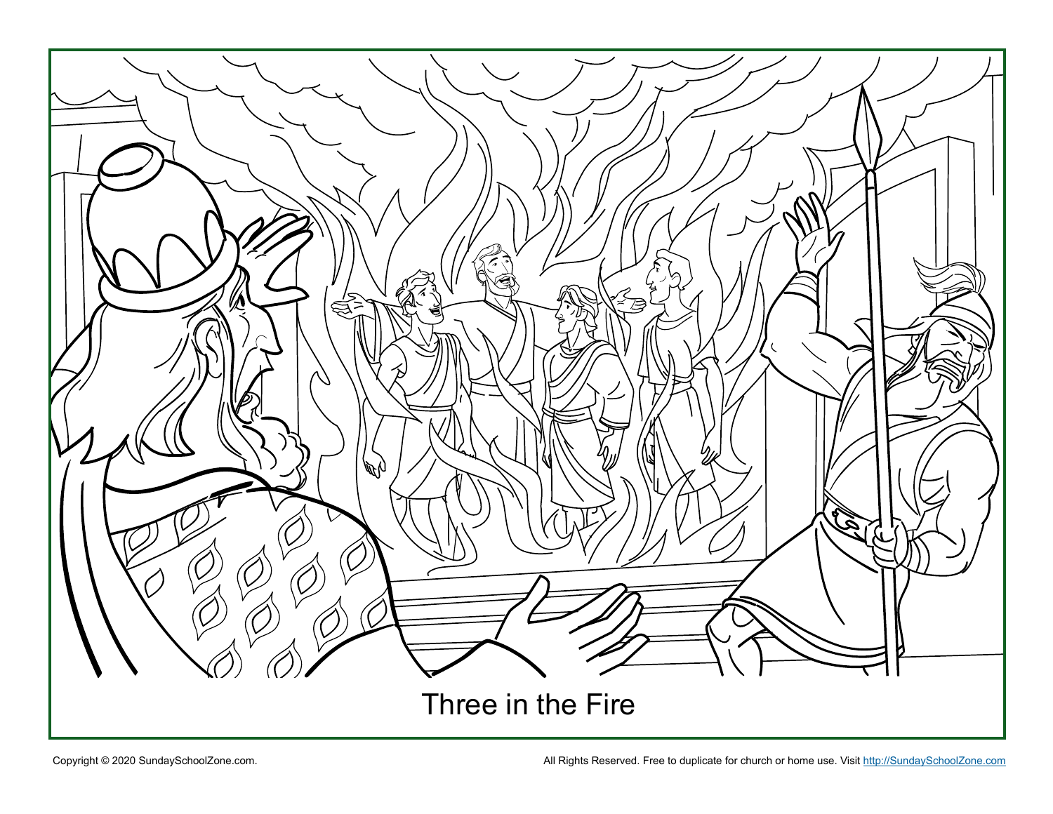Three in the Fire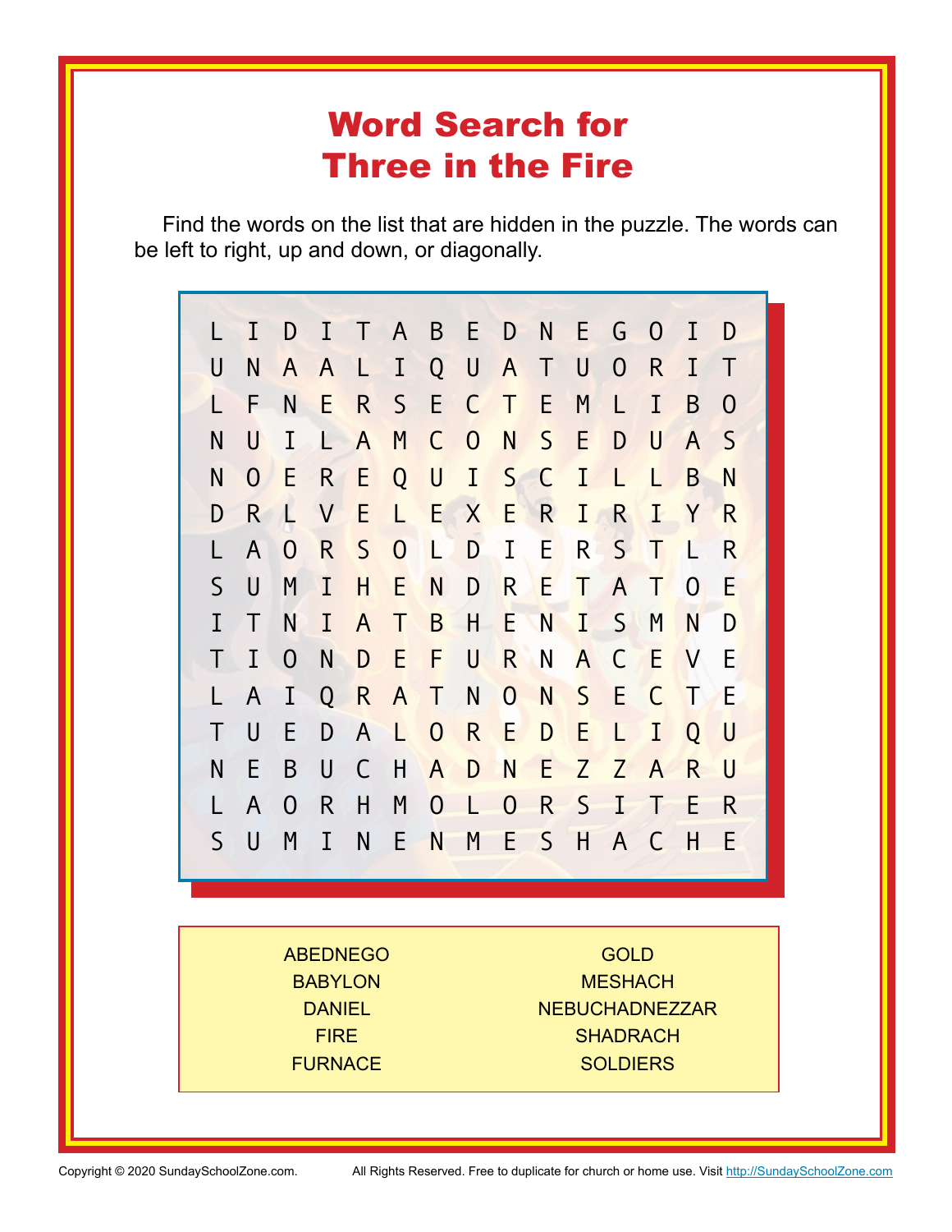# Word Search for Three in the Fire

Find the words on the list that are hidden in the puzzle. The words can be left to right, up and down, or diagonally.

```
L I D I T A B E D N E G O I D
U N A A L I Q U A T U O R I T
L F N E R S E C T E M L I B O
N U I L A M C O N S E D U A S
N O E R E Q U I S C I L L B N
D R L V E L E X E R I R I Y R
L A O R S O L D I E R S T L R
S U M I H E N D R E T A T O E
I T N I A T B H E N I S M N D
T I O N D E F U R N A C E V E
L A I Q R A T N O N S E C T E
T U E D A L O R E D E L I Q U
N E B U C H A D N E Z Z A R U
L A O R H M O L O R S I T E R
S U M I N E N M E S H A C H E
```

| | |
|---|---|
| ABEDNEGO | GOLD |
| BABYLON | MESHACH |
| DANIEL | NEBUCHADNEZZAR |
| FIRE | SHADRACH |
| FURNACE | SOLDIERS |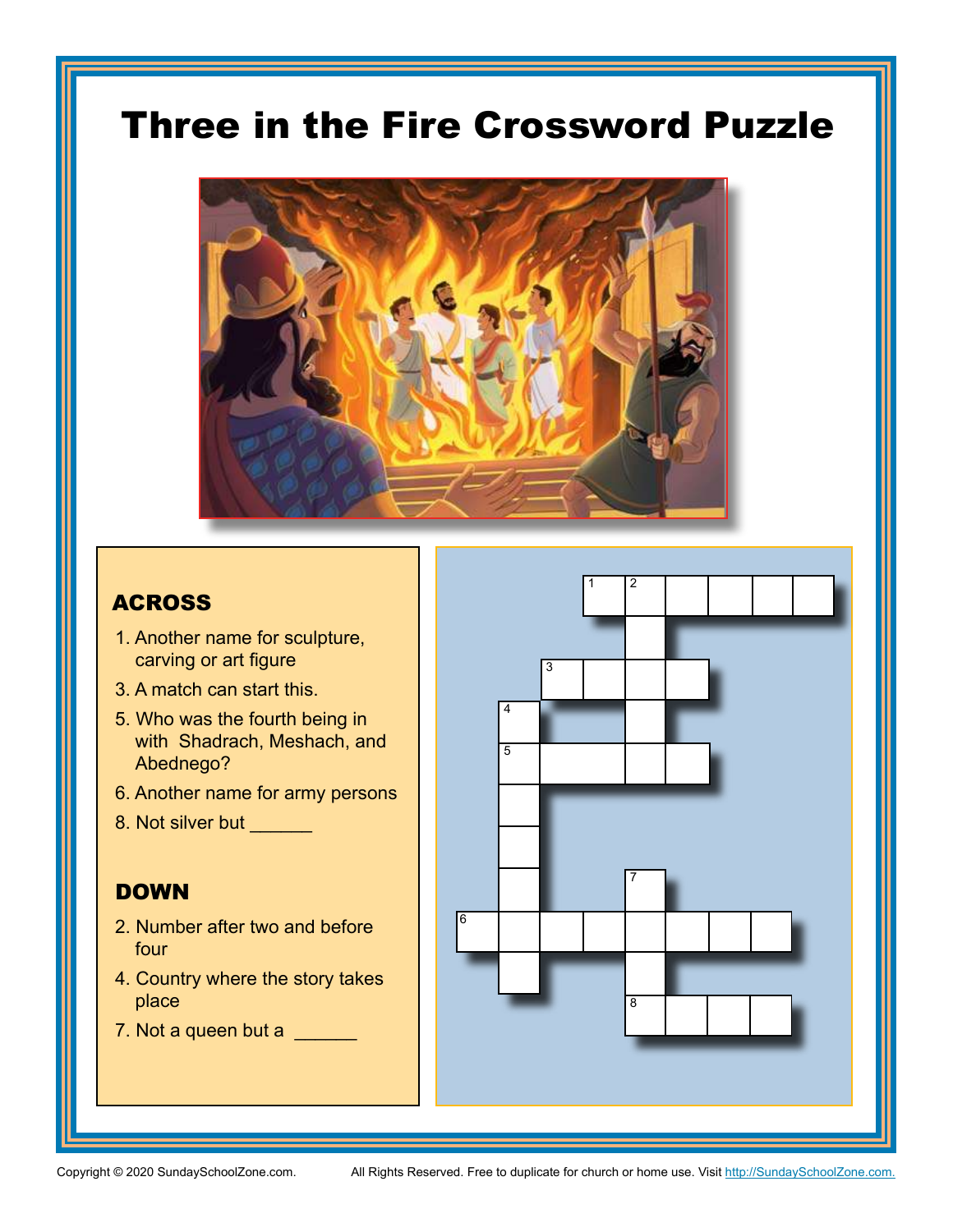# Three in the Fire Crossword Puzzle

## ACROSS

1. Another name for sculpture, carving or art figure
3. A match can start this.
5. Who was the fourth being in with Shadrach, Meshach, and Abednego?
6. Another name for army persons
8. Not silver but ______

## DOWN

2. Number after two and before four
4. Country where the story takes place
7. Not a queen but a ______

Copyright © 2020 SundaySchoolZone.com. All Rights Reserved. Free to duplicate for church or home use. Visit http://SundaySchoolZone.com.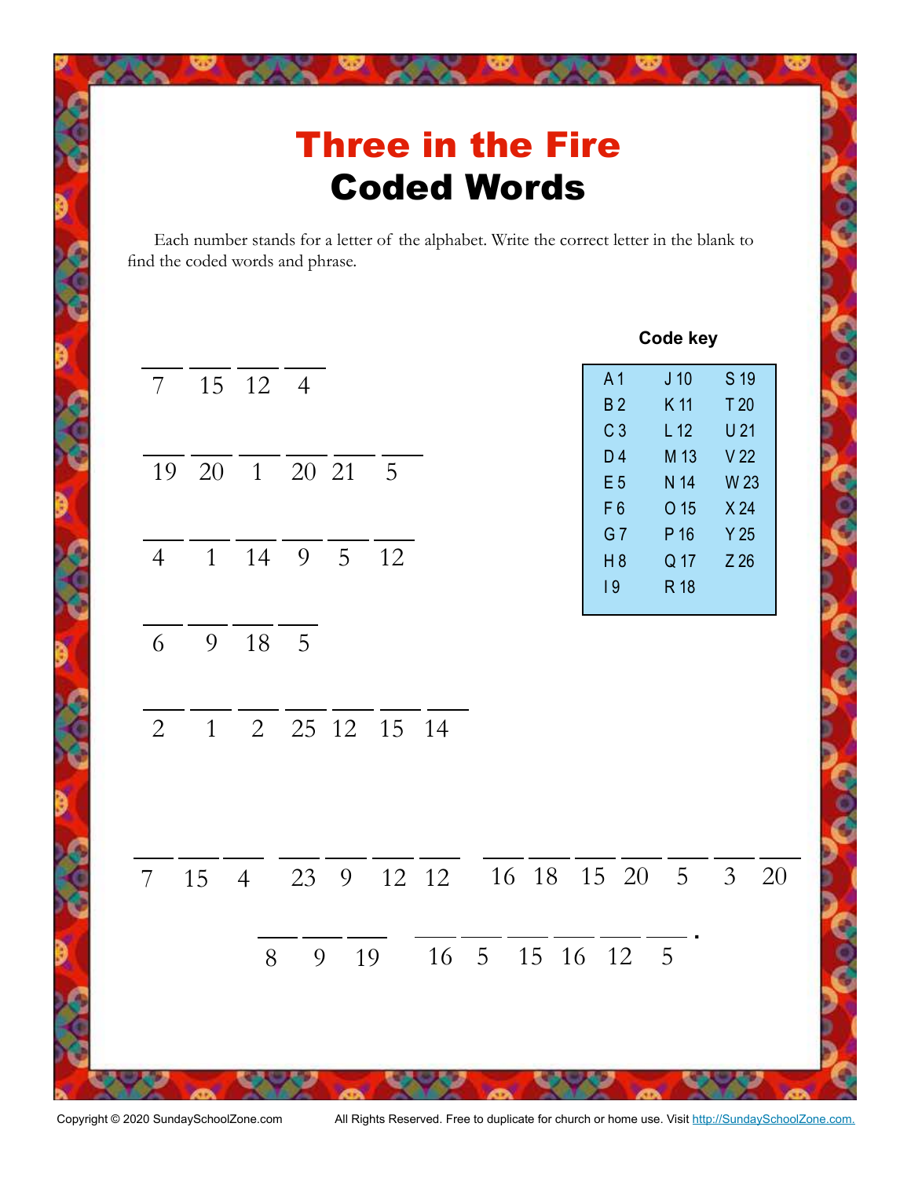# Three in the Fire
## Coded Words

Each number stands for a letter of the alphabet. Write the correct letter in the blank to find the coded words and phrase.

**Code key**

| | | |
|---|---|---|
| A 1 | J 10 | S 19 |
| B 2 | K 11 | T 20 |
| C 3 | L 12 | U 21 |
| D 4 | M 13 | V 22 |
| E 5 | N 14 | W 23 |
| F 6 | O 15 | X 24 |
| G 7 | P 16 | Y 25 |
| H 8 | Q 17 | Z 26 |
| I 9 | R 18 | |

___ ___ ___ ___
7 15 12 4

___ ___ ___ ___ ___ ___
19 20 1 20 21 5

___ ___ ___ ___ ___ ___
4 1 14 9 5 12

___ ___ ___ ___
6 9 18 5

___ ___ ___ ___ ___ ___ ___
2 1 2 25 12 15 14

___ ___ ___ &nbsp; ___ ___ ___ ___ &nbsp; ___ ___ ___ ___ ___ ___ ___
7 15 4 &nbsp; 23 9 12 12 &nbsp; 16 18 15 20 5 3 20

___ ___ ___ &nbsp; ___ ___ ___ ___ ___ ___ .
8 9 19 &nbsp; 16 5 15 16 12 5